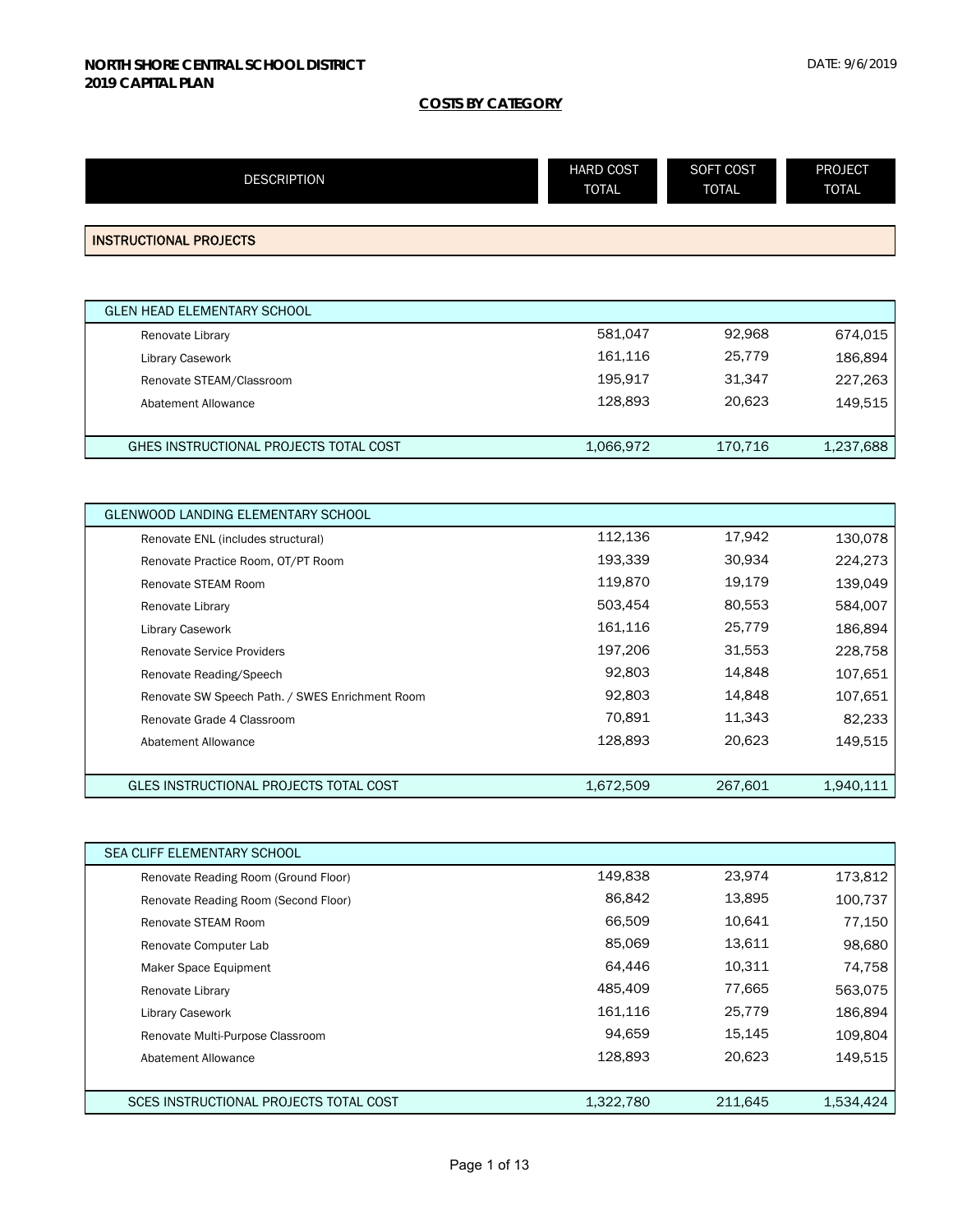**NORTH SHORE CENTRAL SCHOOL DISTRICT**
**2019 CAPITAL PLAN**

DATE: 9/6/2019

## COSTS BY CATEGORY

| DESCRIPTION | HARD COST TOTAL | SOFT COST TOTAL | PROJECT TOTAL |
|---|---|---|---|
| **INSTRUCTIONAL PROJECTS** | | | |
| GLEN HEAD ELEMENTARY SCHOOL | | | |
| Renovate Library | 581,047 | 92,968 | 674,015 |
| Library Casework | 161,116 | 25,779 | 186,894 |
| Renovate STEAM/Classroom | 195,917 | 31,347 | 227,263 |
| Abatement Allowance | 128,893 | 20,623 | 149,515 |
| GHES INSTRUCTIONAL PROJECTS TOTAL COST | 1,066,972 | 170,716 | 1,237,688 |
| GLENWOOD LANDING ELEMENTARY SCHOOL | | | |
| Renovate ENL (includes structural) | 112,136 | 17,942 | 130,078 |
| Renovate Practice Room, OT/PT Room | 193,339 | 30,934 | 224,273 |
| Renovate STEAM Room | 119,870 | 19,179 | 139,049 |
| Renovate Library | 503,454 | 80,553 | 584,007 |
| Library Casework | 161,116 | 25,779 | 186,894 |
| Renovate Service Providers | 197,206 | 31,553 | 228,758 |
| Renovate Reading/Speech | 92,803 | 14,848 | 107,651 |
| Renovate SW Speech Path. / SWES Enrichment Room | 92,803 | 14,848 | 107,651 |
| Renovate Grade 4 Classroom | 70,891 | 11,343 | 82,233 |
| Abatement Allowance | 128,893 | 20,623 | 149,515 |
| GLES INSTRUCTIONAL PROJECTS TOTAL COST | 1,672,509 | 267,601 | 1,940,111 |
| SEA CLIFF ELEMENTARY SCHOOL | | | |
| Renovate Reading Room (Ground Floor) | 149,838 | 23,974 | 173,812 |
| Renovate Reading Room (Second Floor) | 86,842 | 13,895 | 100,737 |
| Renovate STEAM Room | 66,509 | 10,641 | 77,150 |
| Renovate Computer Lab | 85,069 | 13,611 | 98,680 |
| Maker Space Equipment | 64,446 | 10,311 | 74,758 |
| Renovate Library | 485,409 | 77,665 | 563,075 |
| Library Casework | 161,116 | 25,779 | 186,894 |
| Renovate Multi-Purpose Classroom | 94,659 | 15,145 | 109,804 |
| Abatement Allowance | 128,893 | 20,623 | 149,515 |
| SCES INSTRUCTIONAL PROJECTS TOTAL COST | 1,322,780 | 211,645 | 1,534,424 |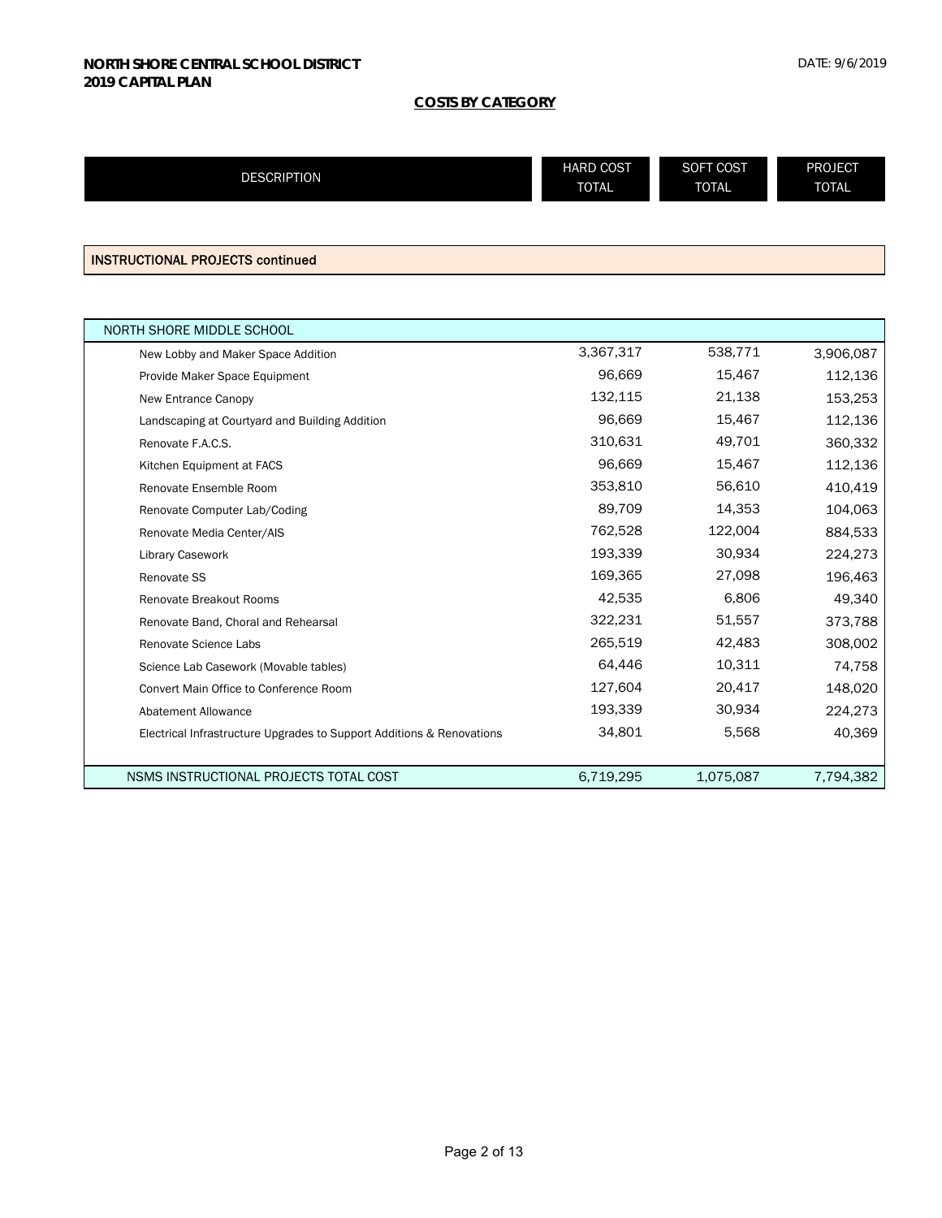**NORTH SHORE CENTRAL SCHOOL DISTRICT**
**2019 CAPITAL PLAN**

DATE: 9/6/2019

## COSTS BY CATEGORY

| DESCRIPTION | HARD COST TOTAL | SOFT COST TOTAL | PROJECT TOTAL |
|---|---|---|---|
| **INSTRUCTIONAL PROJECTS continued** | | | |
| NORTH SHORE MIDDLE SCHOOL | | | |
| New Lobby and Maker Space Addition | 3,367,317 | 538,771 | 3,906,087 |
| Provide Maker Space Equipment | 96,669 | 15,467 | 112,136 |
| New Entrance Canopy | 132,115 | 21,138 | 153,253 |
| Landscaping at Courtyard and Building Addition | 96,669 | 15,467 | 112,136 |
| Renovate F.A.C.S. | 310,631 | 49,701 | 360,332 |
| Kitchen Equipment at FACS | 96,669 | 15,467 | 112,136 |
| Renovate Ensemble Room | 353,810 | 56,610 | 410,419 |
| Renovate Computer Lab/Coding | 89,709 | 14,353 | 104,063 |
| Renovate Media Center/AIS | 762,528 | 122,004 | 884,533 |
| Library Casework | 193,339 | 30,934 | 224,273 |
| Renovate SS | 169,365 | 27,098 | 196,463 |
| Renovate Breakout Rooms | 42,535 | 6,806 | 49,340 |
| Renovate Band, Choral and Rehearsal | 322,231 | 51,557 | 373,788 |
| Renovate Science Labs | 265,519 | 42,483 | 308,002 |
| Science Lab Casework (Movable tables) | 64,446 | 10,311 | 74,758 |
| Convert Main Office to Conference Room | 127,604 | 20,417 | 148,020 |
| Abatement Allowance | 193,339 | 30,934 | 224,273 |
| Electrical Infrastructure Upgrades to Support Additions & Renovations | 34,801 | 5,568 | 40,369 |
| NSMS INSTRUCTIONAL PROJECTS TOTAL COST | 6,719,295 | 1,075,087 | 7,794,382 |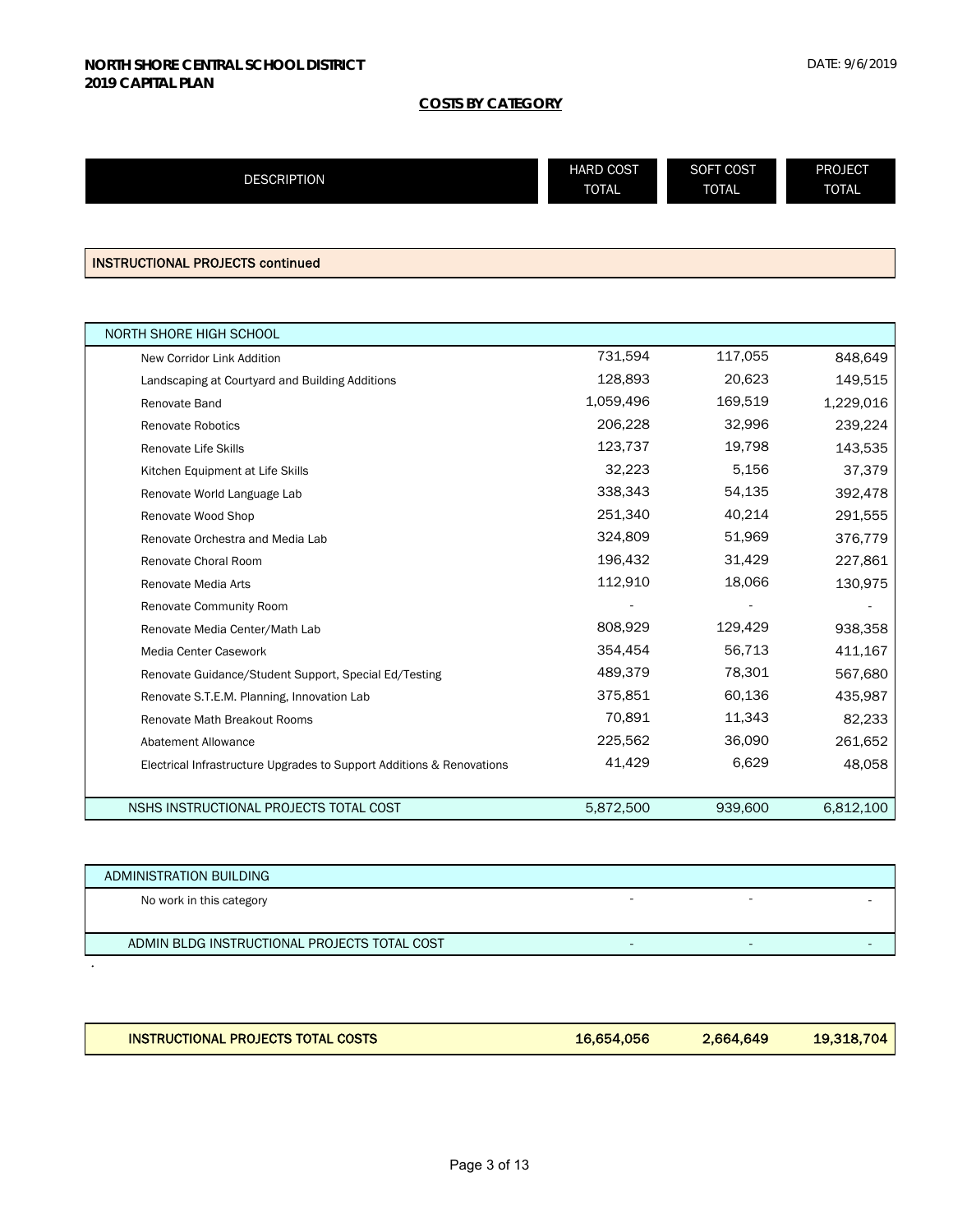**NORTH SHORE CENTRAL SCHOOL DISTRICT**
**2019 CAPITAL PLAN**

DATE: 9/6/2019

**COSTS BY CATEGORY**

| DESCRIPTION | HARD COST TOTAL | SOFT COST TOTAL | PROJECT TOTAL |
|---|---|---|---|
| **INSTRUCTIONAL PROJECTS continued** | | | |
| NORTH SHORE HIGH SCHOOL | | | |
| New Corridor Link Addition | 731,594 | 117,055 | 848,649 |
| Landscaping at Courtyard and Building Additions | 128,893 | 20,623 | 149,515 |
| Renovate Band | 1,059,496 | 169,519 | 1,229,016 |
| Renovate Robotics | 206,228 | 32,996 | 239,224 |
| Renovate Life Skills | 123,737 | 19,798 | 143,535 |
| Kitchen Equipment at Life Skills | 32,223 | 5,156 | 37,379 |
| Renovate World Language Lab | 338,343 | 54,135 | 392,478 |
| Renovate Wood Shop | 251,340 | 40,214 | 291,555 |
| Renovate Orchestra and Media Lab | 324,809 | 51,969 | 376,779 |
| Renovate Choral Room | 196,432 | 31,429 | 227,861 |
| Renovate Media Arts | 112,910 | 18,066 | 130,975 |
| Renovate Community Room | - | - | - |
| Renovate Media Center/Math Lab | 808,929 | 129,429 | 938,358 |
| Media Center Casework | 354,454 | 56,713 | 411,167 |
| Renovate Guidance/Student Support, Special Ed/Testing | 489,379 | 78,301 | 567,680 |
| Renovate S.T.E.M. Planning, Innovation Lab | 375,851 | 60,136 | 435,987 |
| Renovate Math Breakout Rooms | 70,891 | 11,343 | 82,233 |
| Abatement Allowance | 225,562 | 36,090 | 261,652 |
| Electrical Infrastructure Upgrades to Support Additions & Renovations | 41,429 | 6,629 | 48,058 |
| NSHS INSTRUCTIONAL PROJECTS TOTAL COST | 5,872,500 | 939,600 | 6,812,100 |
| ADMINISTRATION BUILDING | | | |
| No work in this category | - | - | - |
| ADMIN BLDG INSTRUCTIONAL PROJECTS TOTAL COST | - | - | - |
| **INSTRUCTIONAL PROJECTS TOTAL COSTS** | **16,654,056** | **2,664,649** | **19,318,704** |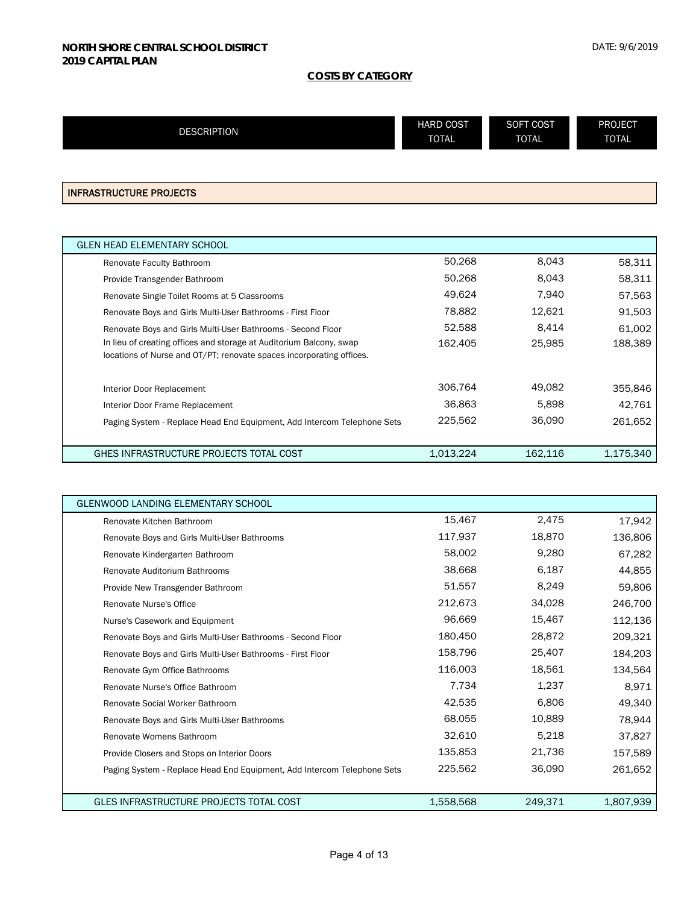**NORTH SHORE CENTRAL SCHOOL DISTRICT**
**2019 CAPITAL PLAN**

DATE: 9/6/2019

## COSTS BY CATEGORY

| DESCRIPTION | HARD COST TOTAL | SOFT COST TOTAL | PROJECT TOTAL |
|---|---|---|---|

### INFRASTRUCTURE PROJECTS

| GLEN HEAD ELEMENTARY SCHOOL | | | |
|---|---|---|---|
| Renovate Faculty Bathroom | 50,268 | 8,043 | 58,311 |
| Provide Transgender Bathroom | 50,268 | 8,043 | 58,311 |
| Renovate Single Toilet Rooms at 5 Classrooms | 49,624 | 7,940 | 57,563 |
| Renovate Boys and Girls Multi-User Bathrooms - First Floor | 78,882 | 12,621 | 91,503 |
| Renovate Boys and Girls Multi-User Bathrooms - Second Floor | 52,588 | 8,414 | 61,002 |
| In lieu of creating offices and storage at Auditorium Balcony, swap locations of Nurse and OT/PT; renovate spaces incorporating offices. | 162,405 | 25,985 | 188,389 |
| Interior Door Replacement | 306,764 | 49,082 | 355,846 |
| Interior Door Frame Replacement | 36,863 | 5,898 | 42,761 |
| Paging System - Replace Head End Equipment, Add Intercom Telephone Sets | 225,562 | 36,090 | 261,652 |
| GHES INFRASTRUCTURE PROJECTS TOTAL COST | 1,013,224 | 162,116 | 1,175,340 |

| GLENWOOD LANDING ELEMENTARY SCHOOL | | | |
|---|---|---|---|
| Renovate Kitchen Bathroom | 15,467 | 2,475 | 17,942 |
| Renovate Boys and Girls Multi-User Bathrooms | 117,937 | 18,870 | 136,806 |
| Renovate Kindergarten Bathroom | 58,002 | 9,280 | 67,282 |
| Renovate Auditorium Bathrooms | 38,668 | 6,187 | 44,855 |
| Provide New Transgender Bathroom | 51,557 | 8,249 | 59,806 |
| Renovate Nurse's Office | 212,673 | 34,028 | 246,700 |
| Nurse's Casework and Equipment | 96,669 | 15,467 | 112,136 |
| Renovate Boys and Girls Multi-User Bathrooms - Second Floor | 180,450 | 28,872 | 209,321 |
| Renovate Boys and Girls Multi-User Bathrooms - First Floor | 158,796 | 25,407 | 184,203 |
| Renovate Gym Office Bathrooms | 116,003 | 18,561 | 134,564 |
| Renovate Nurse's Office Bathroom | 7,734 | 1,237 | 8,971 |
| Renovate Social Worker Bathroom | 42,535 | 6,806 | 49,340 |
| Renovate Boys and Girls Multi-User Bathrooms | 68,055 | 10,889 | 78,944 |
| Renovate Womens Bathroom | 32,610 | 5,218 | 37,827 |
| Provide Closers and Stops on Interior Doors | 135,853 | 21,736 | 157,589 |
| Paging System - Replace Head End Equipment, Add Intercom Telephone Sets | 225,562 | 36,090 | 261,652 |
| GLES INFRASTRUCTURE PROJECTS TOTAL COST | 1,558,568 | 249,371 | 1,807,939 |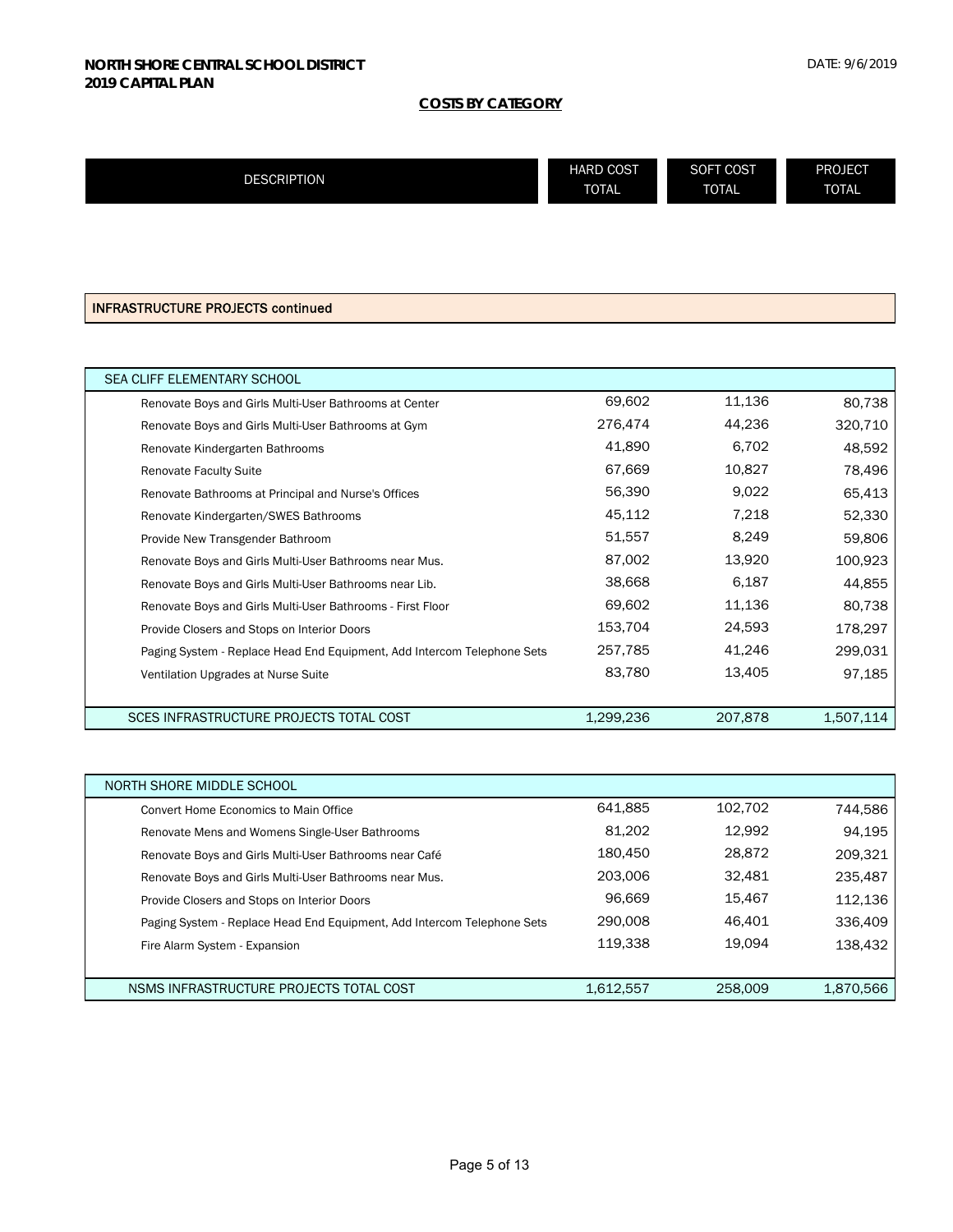**NORTH SHORE CENTRAL SCHOOL DISTRICT**
**2019 CAPITAL PLAN**

DATE: 9/6/2019

**COSTS BY CATEGORY**

| DESCRIPTION | HARD COST TOTAL | SOFT COST TOTAL | PROJECT TOTAL |
|---|---|---|---|
| **INFRASTRUCTURE PROJECTS continued** | | | |
| SEA CLIFF ELEMENTARY SCHOOL | | | |
| Renovate Boys and Girls Multi-User Bathrooms at Center | 69,602 | 11,136 | 80,738 |
| Renovate Boys and Girls Multi-User Bathrooms at Gym | 276,474 | 44,236 | 320,710 |
| Renovate Kindergarten Bathrooms | 41,890 | 6,702 | 48,592 |
| Renovate Faculty Suite | 67,669 | 10,827 | 78,496 |
| Renovate Bathrooms at Principal and Nurse's Offices | 56,390 | 9,022 | 65,413 |
| Renovate Kindergarten/SWES Bathrooms | 45,112 | 7,218 | 52,330 |
| Provide New Transgender Bathroom | 51,557 | 8,249 | 59,806 |
| Renovate Boys and Girls Multi-User Bathrooms near Mus. | 87,002 | 13,920 | 100,923 |
| Renovate Boys and Girls Multi-User Bathrooms near Lib. | 38,668 | 6,187 | 44,855 |
| Renovate Boys and Girls Multi-User Bathrooms - First Floor | 69,602 | 11,136 | 80,738 |
| Provide Closers and Stops on Interior Doors | 153,704 | 24,593 | 178,297 |
| Paging System - Replace Head End Equipment, Add Intercom Telephone Sets | 257,785 | 41,246 | 299,031 |
| Ventilation Upgrades at Nurse Suite | 83,780 | 13,405 | 97,185 |
| SCES INFRASTRUCTURE PROJECTS TOTAL COST | 1,299,236 | 207,878 | 1,507,114 |
| NORTH SHORE MIDDLE SCHOOL | | | |
| Convert Home Economics to Main Office | 641,885 | 102,702 | 744,586 |
| Renovate Mens and Womens Single-User Bathrooms | 81,202 | 12,992 | 94,195 |
| Renovate Boys and Girls Multi-User Bathrooms near Café | 180,450 | 28,872 | 209,321 |
| Renovate Boys and Girls Multi-User Bathrooms near Mus. | 203,006 | 32,481 | 235,487 |
| Provide Closers and Stops on Interior Doors | 96,669 | 15,467 | 112,136 |
| Paging System - Replace Head End Equipment, Add Intercom Telephone Sets | 290,008 | 46,401 | 336,409 |
| Fire Alarm System - Expansion | 119,338 | 19,094 | 138,432 |
| NSMS INFRASTRUCTURE PROJECTS TOTAL COST | 1,612,557 | 258,009 | 1,870,566 |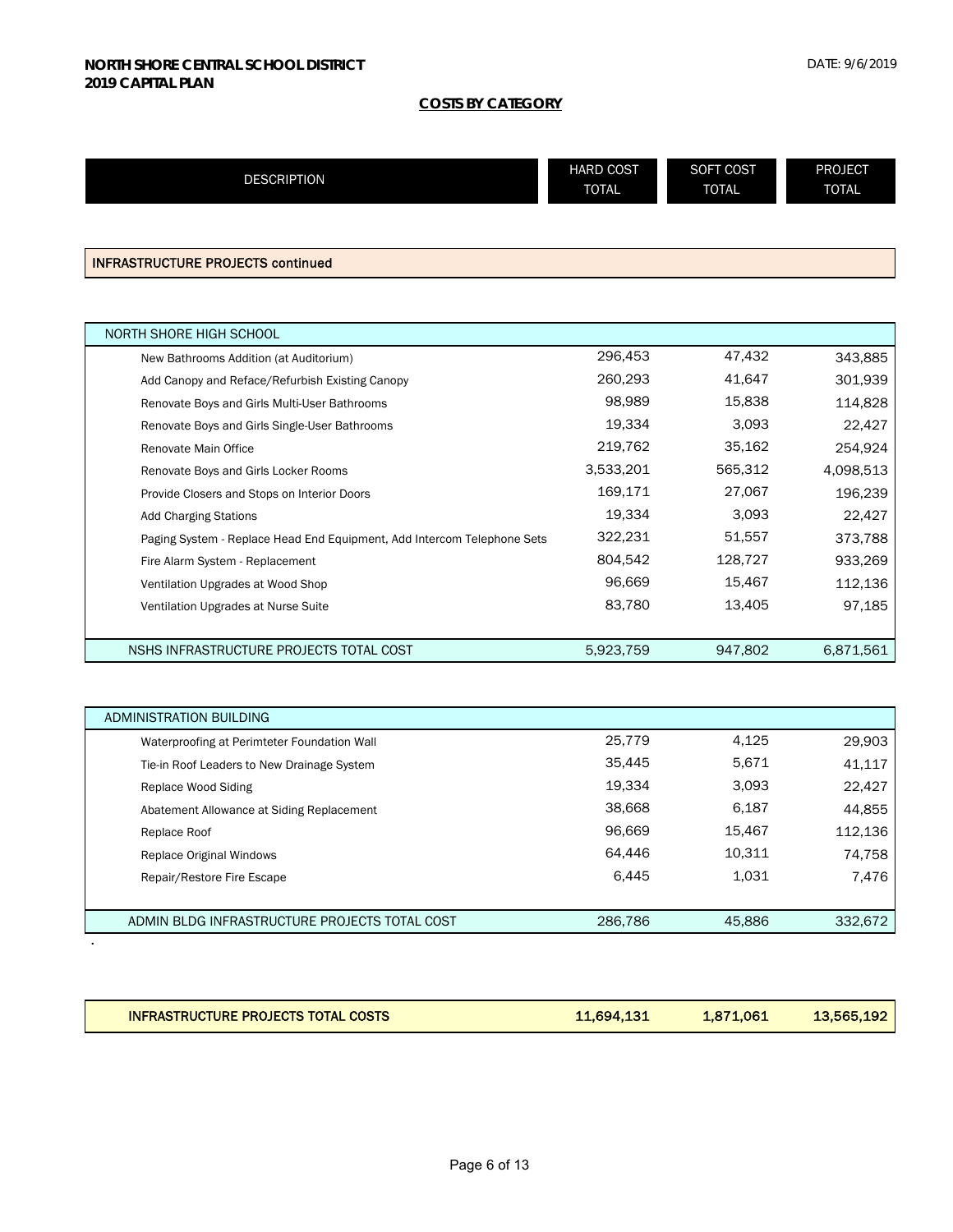**NORTH SHORE CENTRAL SCHOOL DISTRICT**
**2019 CAPITAL PLAN**

DATE: 9/6/2019

**COSTS BY CATEGORY**

| DESCRIPTION | HARD COST TOTAL | SOFT COST TOTAL | PROJECT TOTAL |
|---|---|---|---|
| **INFRASTRUCTURE PROJECTS continued** | | | |
| NORTH SHORE HIGH SCHOOL | | | |
| New Bathrooms Addition (at Auditorium) | 296,453 | 47,432 | 343,885 |
| Add Canopy and Reface/Refurbish Existing Canopy | 260,293 | 41,647 | 301,939 |
| Renovate Boys and Girls Multi-User Bathrooms | 98,989 | 15,838 | 114,828 |
| Renovate Boys and Girls Single-User Bathrooms | 19,334 | 3,093 | 22,427 |
| Renovate Main Office | 219,762 | 35,162 | 254,924 |
| Renovate Boys and Girls Locker Rooms | 3,533,201 | 565,312 | 4,098,513 |
| Provide Closers and Stops on Interior Doors | 169,171 | 27,067 | 196,239 |
| Add Charging Stations | 19,334 | 3,093 | 22,427 |
| Paging System - Replace Head End Equipment, Add Intercom Telephone Sets | 322,231 | 51,557 | 373,788 |
| Fire Alarm System - Replacement | 804,542 | 128,727 | 933,269 |
| Ventilation Upgrades at Wood Shop | 96,669 | 15,467 | 112,136 |
| Ventilation Upgrades at Nurse Suite | 83,780 | 13,405 | 97,185 |
| NSHS INFRASTRUCTURE PROJECTS TOTAL COST | 5,923,759 | 947,802 | 6,871,561 |
| ADMINISTRATION BUILDING | | | |
| Waterproofing at Perimteter Foundation Wall | 25,779 | 4,125 | 29,903 |
| Tie-in Roof Leaders to New Drainage System | 35,445 | 5,671 | 41,117 |
| Replace Wood Siding | 19,334 | 3,093 | 22,427 |
| Abatement Allowance at Siding Replacement | 38,668 | 6,187 | 44,855 |
| Replace Roof | 96,669 | 15,467 | 112,136 |
| Replace Original Windows | 64,446 | 10,311 | 74,758 |
| Repair/Restore Fire Escape | 6,445 | 1,031 | 7,476 |
| ADMIN BLDG INFRASTRUCTURE PROJECTS TOTAL COST | 286,786 | 45,886 | 332,672 |
| **INFRASTRUCTURE PROJECTS TOTAL COSTS** | **11,694,131** | **1,871,061** | **13,565,192** |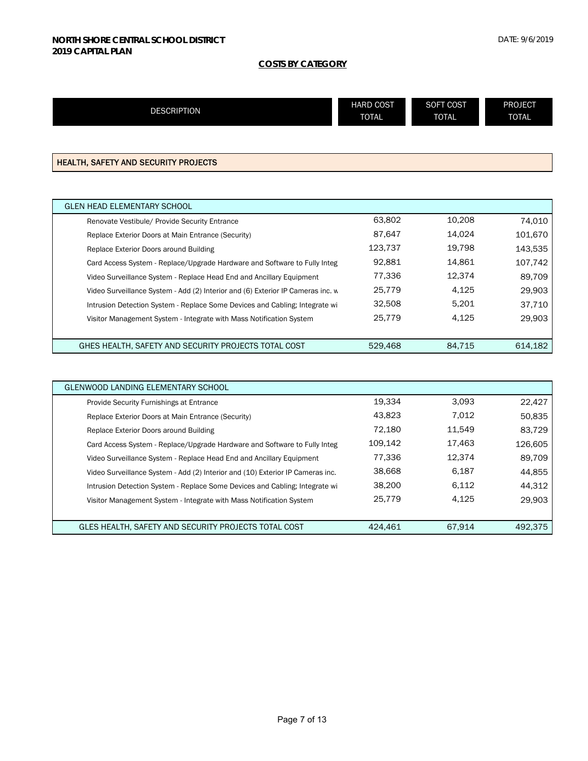**NORTH SHORE CENTRAL SCHOOL DISTRICT**
**2019 CAPITAL PLAN**

DATE: 9/6/2019

**COSTS BY CATEGORY**

| DESCRIPTION | HARD COST TOTAL | SOFT COST TOTAL | PROJECT TOTAL |
|---|---|---|---|

**HEALTH, SAFETY AND SECURITY PROJECTS**

| GLEN HEAD ELEMENTARY SCHOOL | | | |
|---|---|---|---|
| Renovate Vestibule/ Provide Security Entrance | 63,802 | 10,208 | 74,010 |
| Replace Exterior Doors at Main Entrance (Security) | 87,647 | 14,024 | 101,670 |
| Replace Exterior Doors around Building | 123,737 | 19,798 | 143,535 |
| Card Access System - Replace/Upgrade Hardware and Software to Fully Integ | 92,881 | 14,861 | 107,742 |
| Video Surveillance System - Replace Head End and Ancillary Equipment | 77,336 | 12,374 | 89,709 |
| Video Surveillance System - Add (2) Interior and (6) Exterior IP Cameras inc. w | 25,779 | 4,125 | 29,903 |
| Intrusion Detection System - Replace Some Devices and Cabling; Integrate wi | 32,508 | 5,201 | 37,710 |
| Visitor Management System - Integrate with Mass Notification System | 25,779 | 4,125 | 29,903 |
| GHES HEALTH, SAFETY AND SECURITY PROJECTS TOTAL COST | 529,468 | 84,715 | 614,182 |

| GLENWOOD LANDING ELEMENTARY SCHOOL | | | |
|---|---|---|---|
| Provide Security Furnishings at Entrance | 19,334 | 3,093 | 22,427 |
| Replace Exterior Doors at Main Entrance (Security) | 43,823 | 7,012 | 50,835 |
| Replace Exterior Doors around Building | 72,180 | 11,549 | 83,729 |
| Card Access System - Replace/Upgrade Hardware and Software to Fully Integ | 109,142 | 17,463 | 126,605 |
| Video Surveillance System - Replace Head End and Ancillary Equipment | 77,336 | 12,374 | 89,709 |
| Video Surveillance System - Add (2) Interior and (10) Exterior IP Cameras inc. | 38,668 | 6,187 | 44,855 |
| Intrusion Detection System - Replace Some Devices and Cabling; Integrate wi | 38,200 | 6,112 | 44,312 |
| Visitor Management System - Integrate with Mass Notification System | 25,779 | 4,125 | 29,903 |
| GLES HEALTH, SAFETY AND SECURITY PROJECTS TOTAL COST | 424,461 | 67,914 | 492,375 |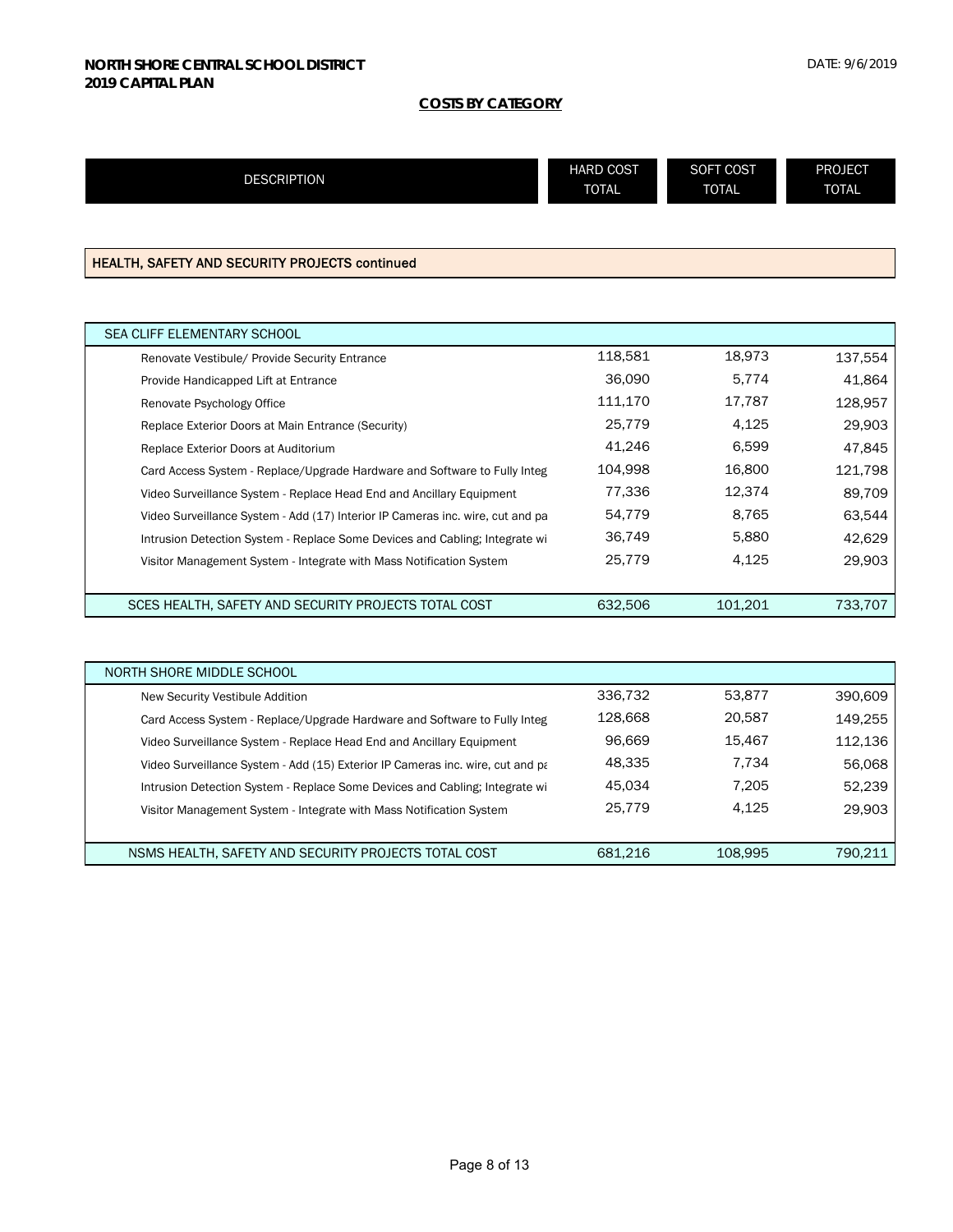**NORTH SHORE CENTRAL SCHOOL DISTRICT**
**2019 CAPITAL PLAN**

DATE: 9/6/2019

## COSTS BY CATEGORY

| DESCRIPTION | HARD COST TOTAL | SOFT COST TOTAL | PROJECT TOTAL |
|---|---|---|---|

### HEALTH, SAFETY AND SECURITY PROJECTS continued

| SEA CLIFF ELEMENTARY SCHOOL | HARD COST TOTAL | SOFT COST TOTAL | PROJECT TOTAL |
|---|---|---|---|
| Renovate Vestibule/ Provide Security Entrance | 118,581 | 18,973 | 137,554 |
| Provide Handicapped Lift at Entrance | 36,090 | 5,774 | 41,864 |
| Renovate Psychology Office | 111,170 | 17,787 | 128,957 |
| Replace Exterior Doors at Main Entrance (Security) | 25,779 | 4,125 | 29,903 |
| Replace Exterior Doors at Auditorium | 41,246 | 6,599 | 47,845 |
| Card Access System - Replace/Upgrade Hardware and Software to Fully Integ | 104,998 | 16,800 | 121,798 |
| Video Surveillance System - Replace Head End and Ancillary Equipment | 77,336 | 12,374 | 89,709 |
| Video Surveillance System - Add (17) Interior IP Cameras inc. wire, cut and pa | 54,779 | 8,765 | 63,544 |
| Intrusion Detection System - Replace Some Devices and Cabling; Integrate wi | 36,749 | 5,880 | 42,629 |
| Visitor Management System - Integrate with Mass Notification System | 25,779 | 4,125 | 29,903 |
| SCES HEALTH, SAFETY AND SECURITY PROJECTS TOTAL COST | 632,506 | 101,201 | 733,707 |

| NORTH SHORE MIDDLE SCHOOL | HARD COST TOTAL | SOFT COST TOTAL | PROJECT TOTAL |
|---|---|---|---|
| New Security Vestibule Addition | 336,732 | 53,877 | 390,609 |
| Card Access System - Replace/Upgrade Hardware and Software to Fully Integ | 128,668 | 20,587 | 149,255 |
| Video Surveillance System - Replace Head End and Ancillary Equipment | 96,669 | 15,467 | 112,136 |
| Video Surveillance System - Add (15) Exterior IP Cameras inc. wire, cut and pa | 48,335 | 7,734 | 56,068 |
| Intrusion Detection System - Replace Some Devices and Cabling; Integrate wi | 45,034 | 7,205 | 52,239 |
| Visitor Management System - Integrate with Mass Notification System | 25,779 | 4,125 | 29,903 |
| NSMS HEALTH, SAFETY AND SECURITY PROJECTS TOTAL COST | 681,216 | 108,995 | 790,211 |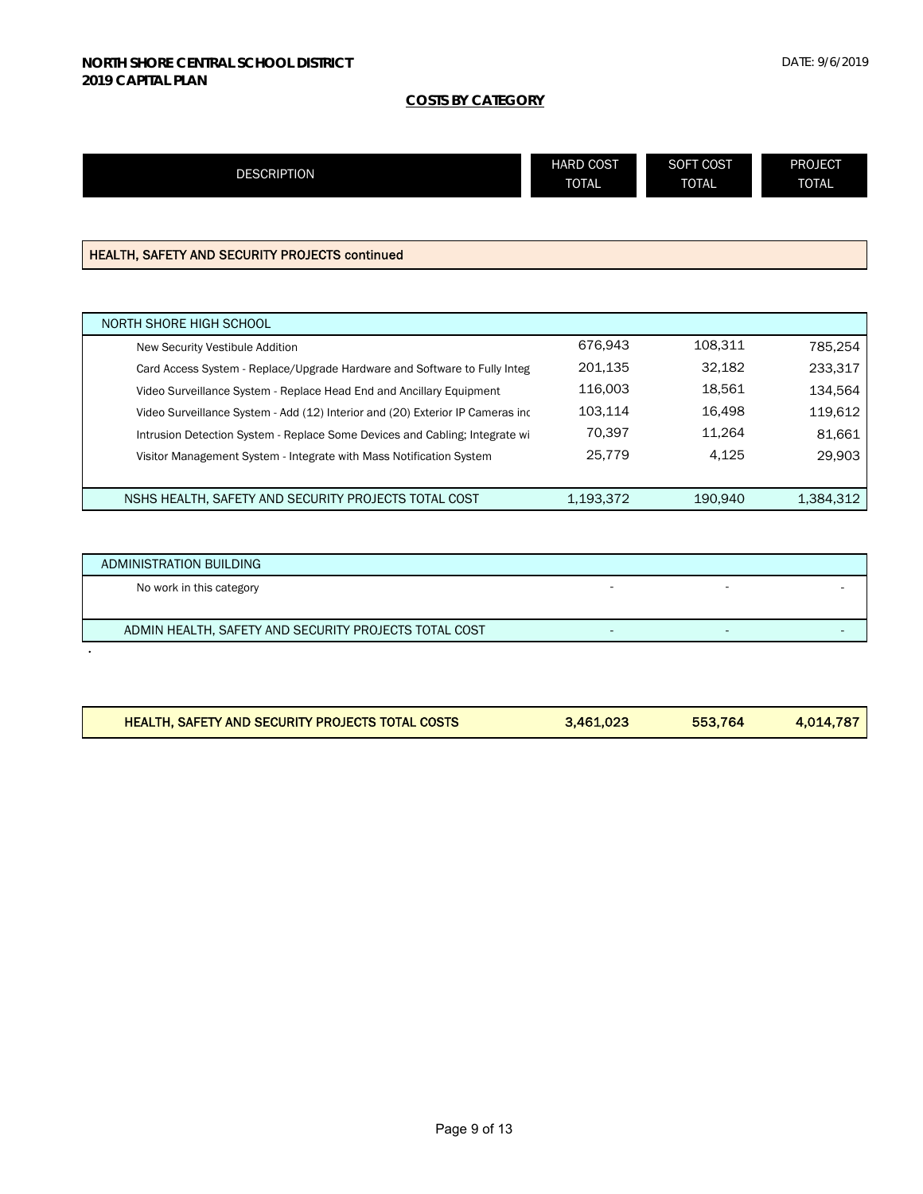**NORTH SHORE CENTRAL SCHOOL DISTRICT**
**2019 CAPITAL PLAN**

DATE: 9/6/2019

**COSTS BY CATEGORY**

| DESCRIPTION | HARD COST TOTAL | SOFT COST TOTAL | PROJECT TOTAL |
|---|---|---|---|

**HEALTH, SAFETY AND SECURITY PROJECTS continued**

| NORTH SHORE HIGH SCHOOL | | | |
|---|---|---|---|
| New Security Vestibule Addition | 676,943 | 108,311 | 785,254 |
| Card Access System - Replace/Upgrade Hardware and Software to Fully Integ | 201,135 | 32,182 | 233,317 |
| Video Surveillance System - Replace Head End and Ancillary Equipment | 116,003 | 18,561 | 134,564 |
| Video Surveillance System - Add (12) Interior and (20) Exterior IP Cameras inc | 103,114 | 16,498 | 119,612 |
| Intrusion Detection System - Replace Some Devices and Cabling; Integrate wi | 70,397 | 11,264 | 81,661 |
| Visitor Management System - Integrate with Mass Notification System | 25,779 | 4,125 | 29,903 |
| NSHS HEALTH, SAFETY AND SECURITY PROJECTS TOTAL COST | 1,193,372 | 190,940 | 1,384,312 |

| ADMINISTRATION BUILDING | | | |
|---|---|---|---|
| No work in this category | - | - | - |
| ADMIN HEALTH, SAFETY AND SECURITY PROJECTS TOTAL COST | - | - | - |

| | | | |
|---|---|---|---|
| **HEALTH, SAFETY AND SECURITY PROJECTS TOTAL COSTS** | **3,461,023** | **553,764** | **4,014,787** |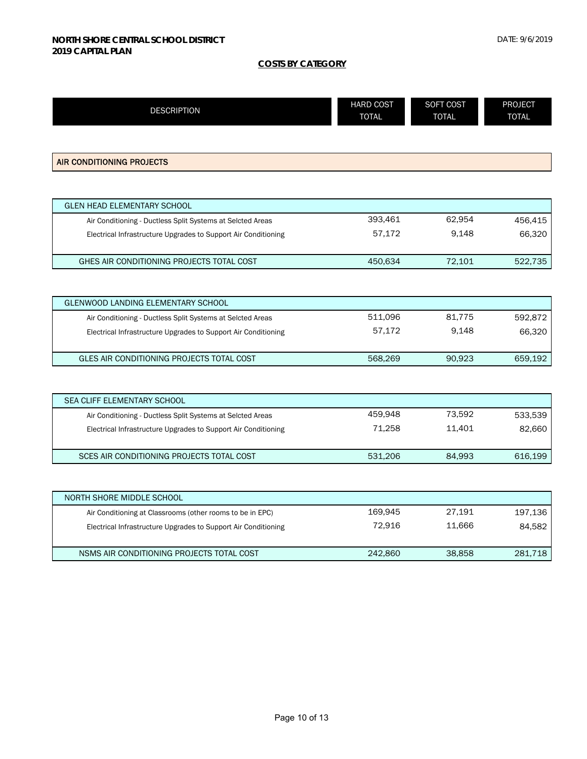**NORTH SHORE CENTRAL SCHOOL DISTRICT**
**2019 CAPITAL PLAN**

DATE: 9/6/2019

## COSTS BY CATEGORY

| DESCRIPTION | HARD COST TOTAL | SOFT COST TOTAL | PROJECT TOTAL |
|---|---|---|---|
| **AIR CONDITIONING PROJECTS** | | | |
| GLEN HEAD ELEMENTARY SCHOOL | | | |
| Air Conditioning - Ductless Split Systems at Selcted Areas | 393,461 | 62,954 | 456,415 |
| Electrical Infrastructure Upgrades to Support Air Conditioning | 57,172 | 9,148 | 66,320 |
| GHES AIR CONDITIONING PROJECTS TOTAL COST | 450,634 | 72,101 | 522,735 |
| GLENWOOD LANDING ELEMENTARY SCHOOL | | | |
| Air Conditioning - Ductless Split Systems at Selcted Areas | 511,096 | 81,775 | 592,872 |
| Electrical Infrastructure Upgrades to Support Air Conditioning | 57,172 | 9,148 | 66,320 |
| GLES AIR CONDITIONING PROJECTS TOTAL COST | 568,269 | 90,923 | 659,192 |
| SEA CLIFF ELEMENTARY SCHOOL | | | |
| Air Conditioning - Ductless Split Systems at Selcted Areas | 459,948 | 73,592 | 533,539 |
| Electrical Infrastructure Upgrades to Support Air Conditioning | 71,258 | 11,401 | 82,660 |
| SCES AIR CONDITIONING PROJECTS TOTAL COST | 531,206 | 84,993 | 616,199 |
| NORTH SHORE MIDDLE SCHOOL | | | |
| Air Conditioning at Classrooms (other rooms to be in EPC) | 169,945 | 27,191 | 197,136 |
| Electrical Infrastructure Upgrades to Support Air Conditioning | 72,916 | 11,666 | 84,582 |
| NSMS AIR CONDITIONING PROJECTS TOTAL COST | 242,860 | 38,858 | 281,718 |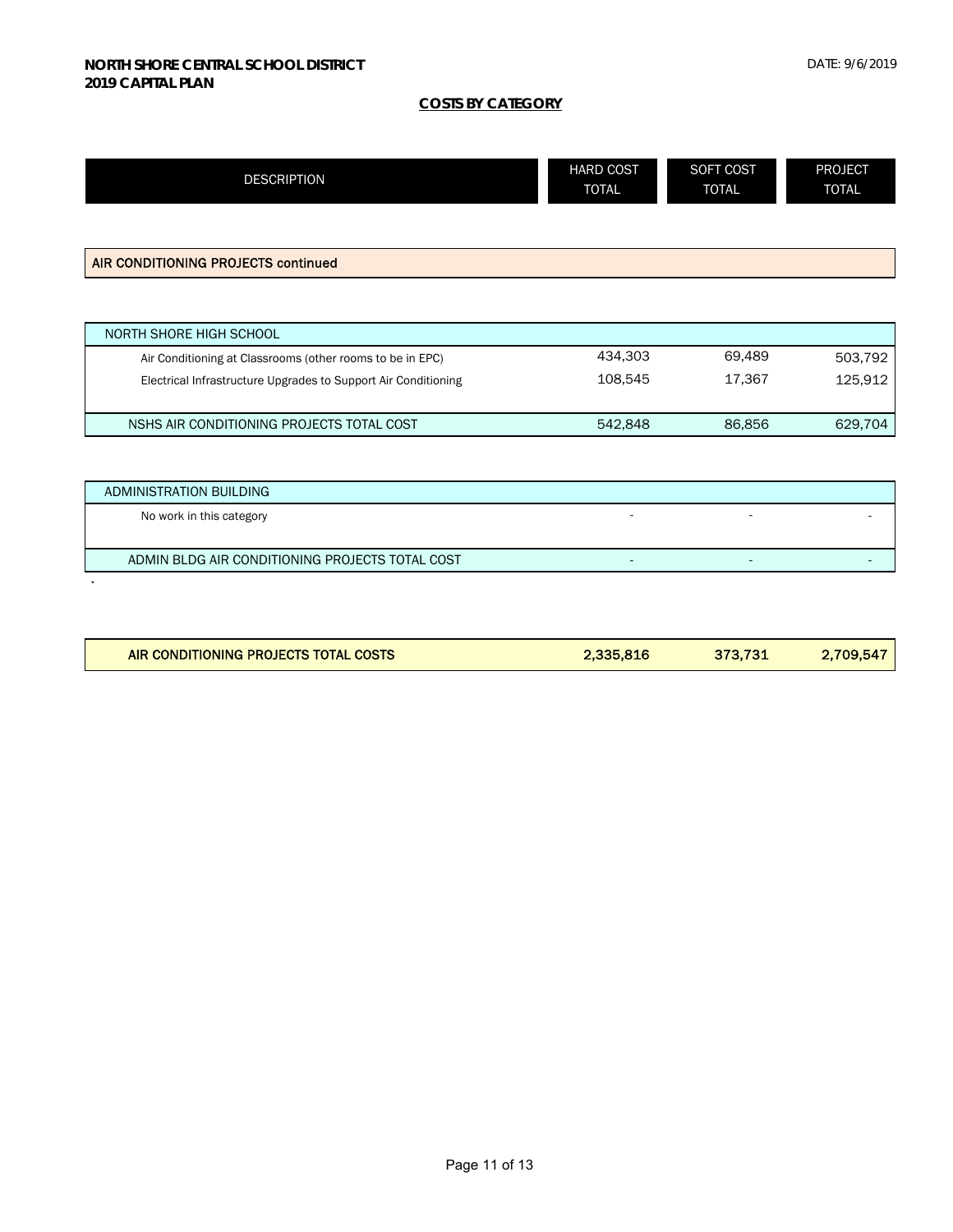**NORTH SHORE CENTRAL SCHOOL DISTRICT**
**2019 CAPITAL PLAN**

DATE: 9/6/2019

**COSTS BY CATEGORY**

| DESCRIPTION | HARD COST TOTAL | SOFT COST TOTAL | PROJECT TOTAL |
|---|---|---|---|
| **AIR CONDITIONING PROJECTS continued** | | | |
| NORTH SHORE HIGH SCHOOL | | | |
| Air Conditioning at Classrooms (other rooms to be in EPC) | 434,303 | 69,489 | 503,792 |
| Electrical Infrastructure Upgrades to Support Air Conditioning | 108,545 | 17,367 | 125,912 |
| NSHS AIR CONDITIONING PROJECTS TOTAL COST | 542,848 | 86,856 | 629,704 |
| ADMINISTRATION BUILDING | | | |
| No work in this category | - | - | - |
| ADMIN BLDG AIR CONDITIONING PROJECTS TOTAL COST | - | - | - |
| **AIR CONDITIONING PROJECTS TOTAL COSTS** | **2,335,816** | **373,731** | **2,709,547** |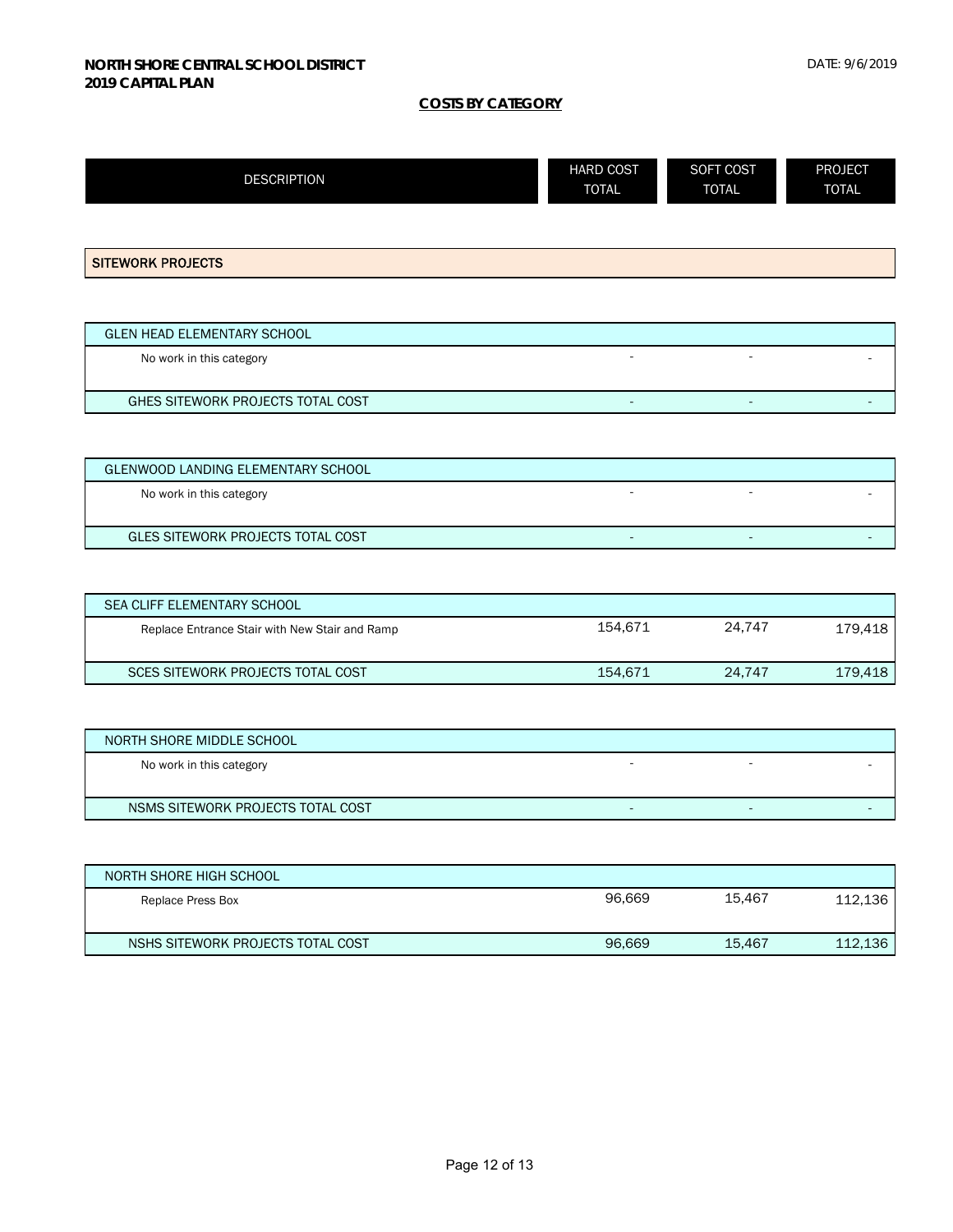**NORTH SHORE CENTRAL SCHOOL DISTRICT**
**2019 CAPITAL PLAN**

DATE: 9/6/2019

## COSTS BY CATEGORY

| DESCRIPTION | HARD COST TOTAL | SOFT COST TOTAL | PROJECT TOTAL |
|---|---|---|---|
| **SITEWORK PROJECTS** | | | |
| GLEN HEAD ELEMENTARY SCHOOL | | | |
| No work in this category | - | - | - |
| GHES SITEWORK PROJECTS TOTAL COST | - | - | - |
| GLENWOOD LANDING ELEMENTARY SCHOOL | | | |
| No work in this category | - | - | - |
| GLES SITEWORK PROJECTS TOTAL COST | - | - | - |
| SEA CLIFF ELEMENTARY SCHOOL | | | |
| Replace Entrance Stair with New Stair and Ramp | 154,671 | 24,747 | 179,418 |
| SCES SITEWORK PROJECTS TOTAL COST | 154,671 | 24,747 | 179,418 |
| NORTH SHORE MIDDLE SCHOOL | | | |
| No work in this category | - | - | - |
| NSMS SITEWORK PROJECTS TOTAL COST | - | - | - |
| NORTH SHORE HIGH SCHOOL | | | |
| Replace Press Box | 96,669 | 15,467 | 112,136 |
| NSHS SITEWORK PROJECTS TOTAL COST | 96,669 | 15,467 | 112,136 |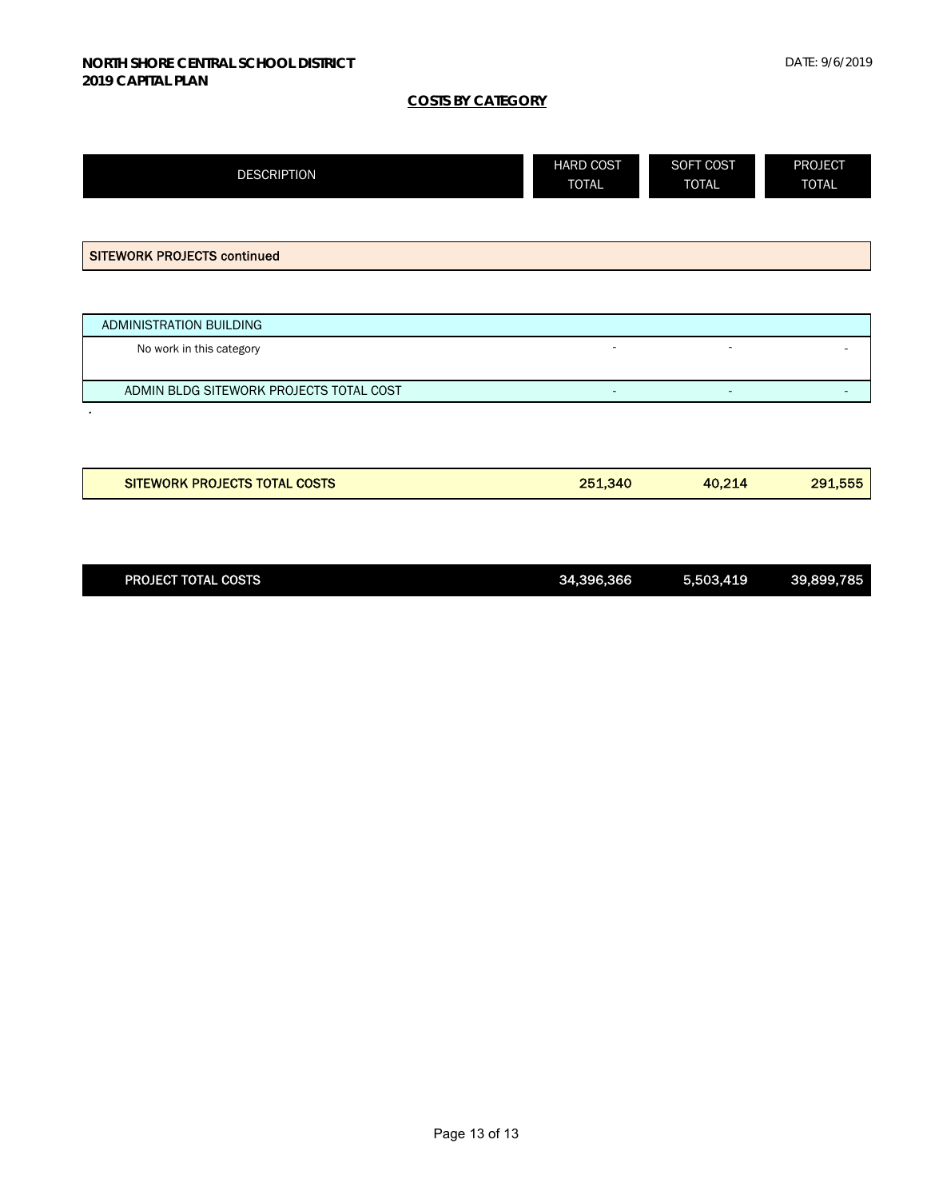**NORTH SHORE CENTRAL SCHOOL DISTRICT**
**2019 CAPITAL PLAN**

DATE: 9/6/2019

**COSTS BY CATEGORY**

| DESCRIPTION | HARD COST TOTAL | SOFT COST TOTAL | PROJECT TOTAL |
|---|---|---|---|
| **SITEWORK PROJECTS continued** | | | |
| ADMINISTRATION BUILDING | | | |
| No work in this category | - | - | - |
| ADMIN BLDG SITEWORK PROJECTS TOTAL COST | - | - | - |
| **SITEWORK PROJECTS TOTAL COSTS** | **251,340** | **40,214** | **291,555** |
| **PROJECT TOTAL COSTS** | **34,396,366** | **5,503,419** | **39,899,785** |